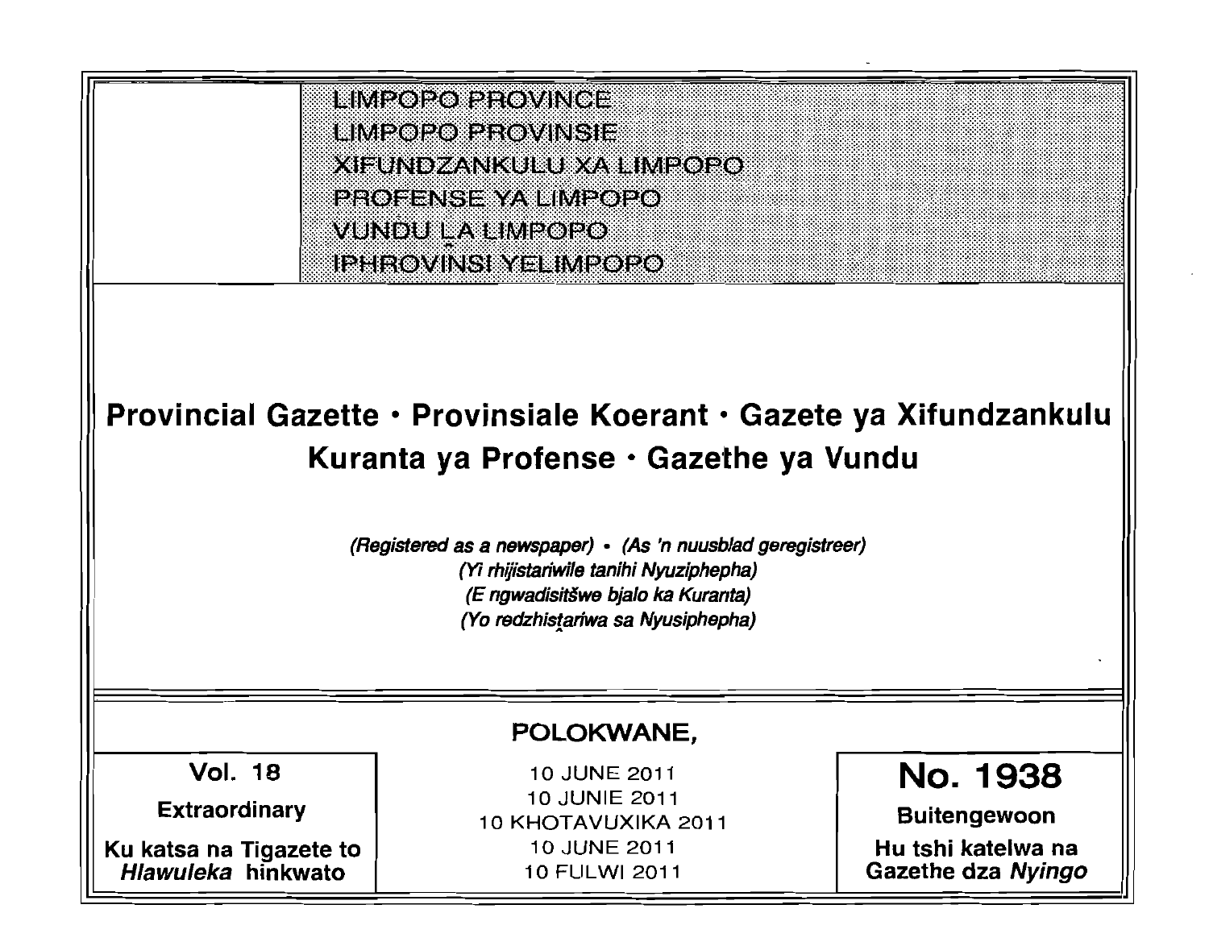LIMPOPO PROVINCE
LIMPOPO PROVINSIE
XIFUNDZANKULU XA LIMPOPO
PROFENSE YA LIMPOPO
VUNDU LA LIMPOPO
IPHROVINSI YELIMPOPO

# Provincial Gazette · Provinsiale Koerant · Gazete ya Xifundzankulu Kuranta ya Profense · Gazethe ya Vundu

*(Registered as a newspaper) · (As 'n nuusblad geregistreer)*
*(Yi rhijistariwile tanihi Nyuziphepha)*
*(E ngwadisitšwe bjalo ka Kuranta)*
*(Yo redzhistariwa sa Nyusiphepha)*

**POLOKWANE,**

| **Vol. 18** | 10 JUNE 2011 | **No. 1938** |
|---|---|---|
| **Extraordinary** | 10 JUNIE 2011 | **Buitengewoon** |
| **Ku katsa na Tigazete to *Hlawuleka* hinkwato** | 10 KHOTAVUXIKA 2011 | **Hu tshi katelwa na Gazethe dza *Nyingo*** |
| | 10 JUNE 2011 | |
| | 10 FULWI 2011 | |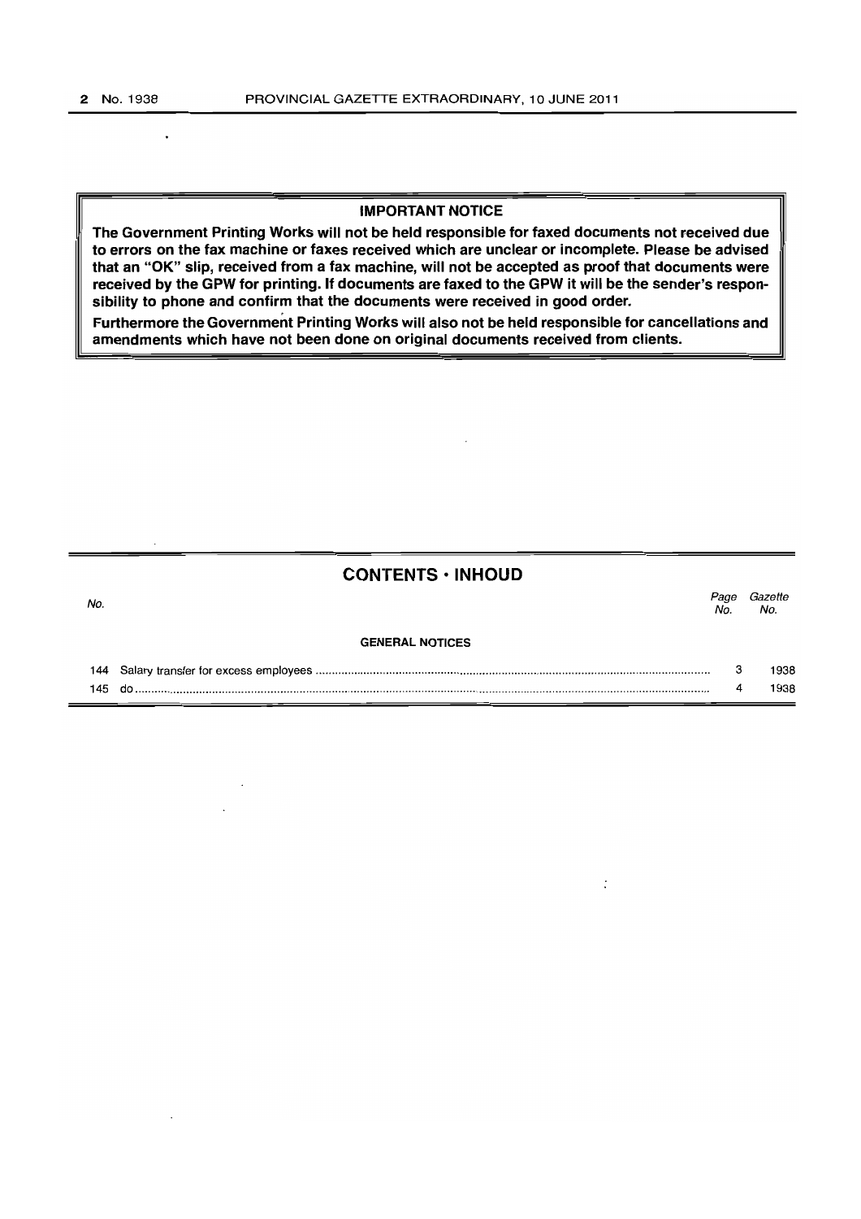## IMPORTANT NOTICE

**The Government Printing Works will not be held responsible for faxed documents not received due to errors on the fax machine or faxes received which are unclear or incomplete. Please be advised that an "OK" slip, received from a fax machine, will not be accepted as proof that documents were received by the GPW for printing. If documents are faxed to the GPW it will be the sender's responsibility to phone and confirm that the documents were received in good order.**

**Furthermore the Government Printing Works will also not be held responsible for cancellations and amendments which have not been done on original documents received from clients.**

## CONTENTS · INHOUD

| No. | | Page No. | Gazette No. |
|---|---|---|---|
| | **GENERAL NOTICES** | | |
| 144 | Salary transfer for excess employees | 3 | 1938 |
| 145 | do | 4 | 1938 |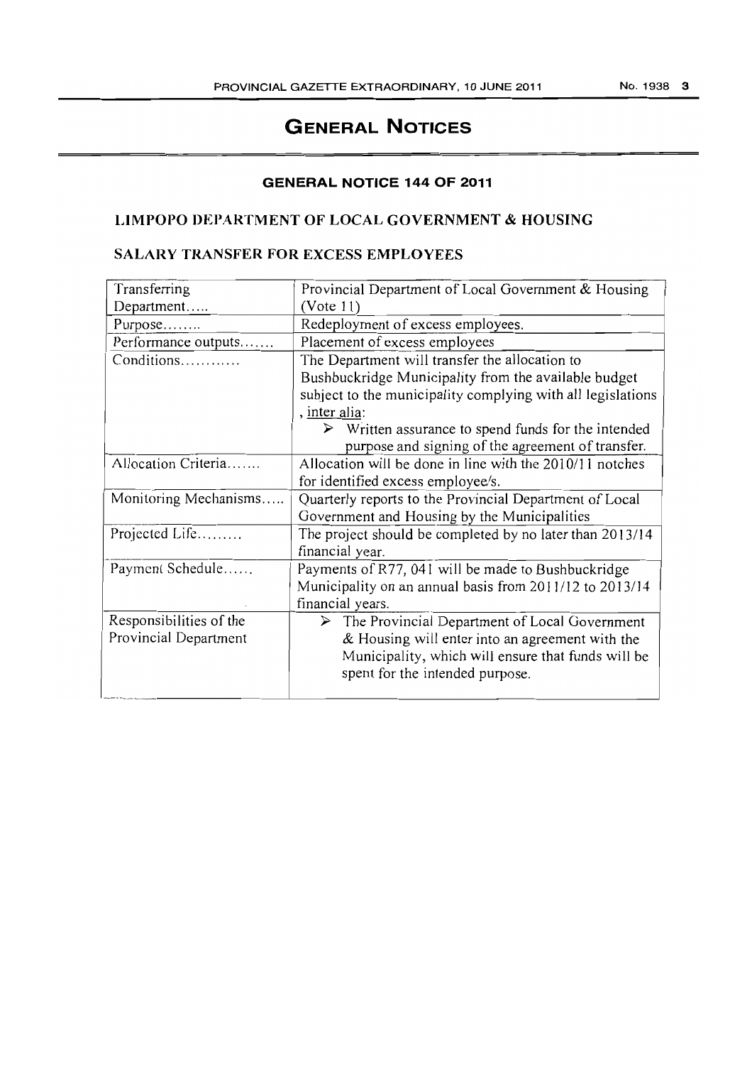# GENERAL NOTICES

## GENERAL NOTICE 144 OF 2011

### LIMPOPO DEPARTMENT OF LOCAL GOVERNMENT & HOUSING

### SALARY TRANSFER FOR EXCESS EMPLOYEES

| Transferring Department..... | Provincial Department of Local Government & Housing (Vote 11) |
|---|---|
| Purpose........ | Redeployment of excess employees. |
| Performance outputs....... | Placement of excess employees |
| Conditions............ | The Department will transfer the allocation to Bushbuckridge Municipality from the available budget subject to the municipality complying with all legislations , inter alia:<br>➢ Written assurance to spend funds for the intended purpose and signing of the agreement of transfer. |
| Allocation Criteria....... | Allocation will be done in line with the 2010/11 notches for identified excess employee/s. |
| Monitoring Mechanisms..... | Quarterly reports to the Provincial Department of Local Government and Housing by the Municipalities |
| Projected Life......... | The project should be completed by no later than 2013/14 financial year. |
| Payment Schedule...... | Payments of R77, 041 will be made to Bushbuckridge Municipality on an annual basis from 2011/12 to 2013/14 financial years. |
| Responsibilities of the Provincial Department | ➢ The Provincial Department of Local Government & Housing will enter into an agreement with the Municipality, which will ensure that funds will be spent for the intended purpose. |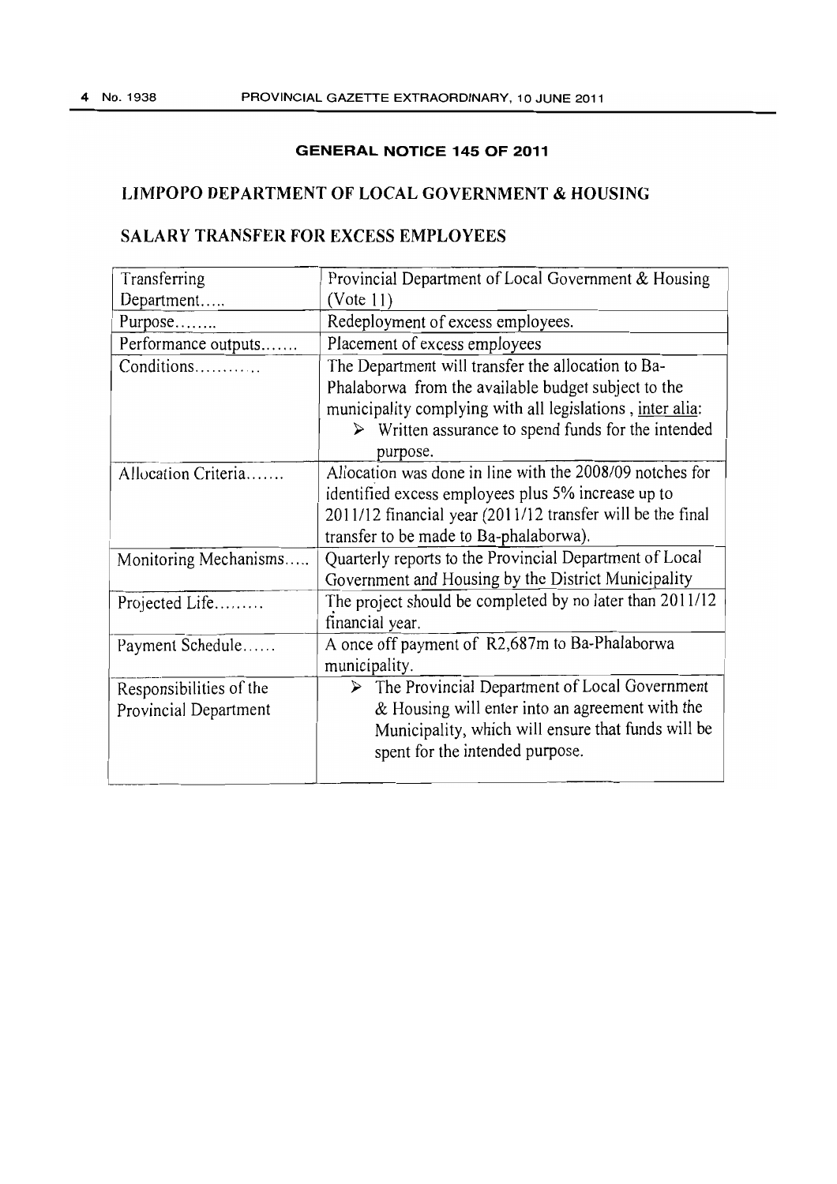## GENERAL NOTICE 145 OF 2011

## LIMPOPO DEPARTMENT OF LOCAL GOVERNMENT & HOUSING

## SALARY TRANSFER FOR EXCESS EMPLOYEES

| | |
|---|---|
| Transferring Department….. | Provincial Department of Local Government & Housing (Vote 11) |
| Purpose…….. | Redeployment of excess employees. |
| Performance outputs……. | Placement of excess employees |
| Conditions………… | The Department will transfer the allocation to Ba-Phalaborwa from the available budget subject to the municipality complying with all legislations , inter alia:<br>➢ Written assurance to spend funds for the intended purpose. |
| Allocation Criteria……. | Allocation was done in line with the 2008/09 notches for identified excess employees plus 5% increase up to 2011/12 financial year (2011/12 transfer will be the final transfer to be made to Ba-phalaborwa). |
| Monitoring Mechanisms….. | Quarterly reports to the Provincial Department of Local Government and Housing by the District Municipality |
| Projected Life……… | The project should be completed by no later than 2011/12 financial year. |
| Payment Schedule…… | A once off payment of R2,687m to Ba-Phalaborwa municipality. |
| Responsibilities of the Provincial Department | ➢ The Provincial Department of Local Government & Housing will enter into an agreement with the Municipality, which will ensure that funds will be spent for the intended purpose. |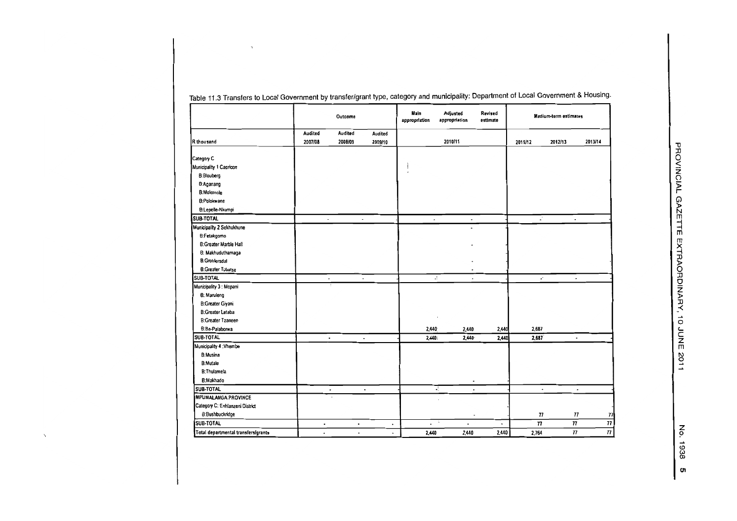Table 11.3 Transfers to Local Government by transfer/grant type, category and municipality: Department of Local Government & Housing.

| | Outcome | | | Main appropriation | Adjusted appropriation | Revised estimate | Medium-term estimates | | |
|---|---|---|---|---|---|---|---|---|---|
| R thousand | Audited 2007/08 | Audited 2008/09 | Audited 2009/10 | | 2010/11 | | 2011/12 | 2012/13 | 2013/14 |
| Category C | | | | | | | | | |
| Municipality 1 Capricon | | | | | | | | | |
| B:Blouberg | | | | | | | | | |
| B:Aganang | | | | | | | | | |
| B:Molemole | | | | | | | | | |
| B:Polokwane | | | | | | | | | |
| B:Lepelle-Nkumpi | | | | | | | | | |
| SUB-TOTAL | - | - | - | - | - | - | - | - | - |
| Municipality 2 Sekhukhune | | | | | - | - | | | |
| B:Fetakgomo | | | | | | - | | | |
| B:Greater Marble Hall | | | | | - | - | | | |
| B: Makhuduthamaga | | | | | | - | | | |
| B:Groblersdal | | | | | - | - | | | - |
| B:Greater Tubatse | | | | | - | - | | | - |
| SUB-TOTAL | - | - | - | - | - | - | - | - | - |
| Municipality 3 : Mopani | | | | | | | | | |
| B: Maruleng | | | | | | | | | |
| B:Greater Giyani | | | | | | | | | |
| B:Greater Letaba | | | | | | | | | |
| B:Greater Tzaneen | | | | | | | | | |
| B:Ba-Palaborwa | | | | 2,440 | 2,440 | 2,440 | 2,687 | | |
| SUB-TOTAL | - | - | - | 2,440 | 2,440 | 2,440 | 2,687 | - | - |
| Municipality 4 :Vhembe | | | | | | | | | |
| B:Musina | | | | | | | | | |
| B:Mutale | | | | | | | | | |
| B:Thulamela | | | | | | | | | |
| B:Makhado | | | | | - | - | | | |
| SUB-TOTAL | - | - | - | - | - | - | - | - | - |
| MPUMALANGA PROVINCE | | | | | | | | | |
| Category C: Enhlanzeni District | | | | | | | | | - |
| B:Bushbuckridge | | | | | - | - | 77 | 77 | 77 |
| SUB-TOTAL | - | - | - | - | - | - | 77 | 77 | 77 |
| Total departmental transfers/grants | - | - | - | 2,440 | 2,440 | 2,440 | 2,764 | 77 | 77 |